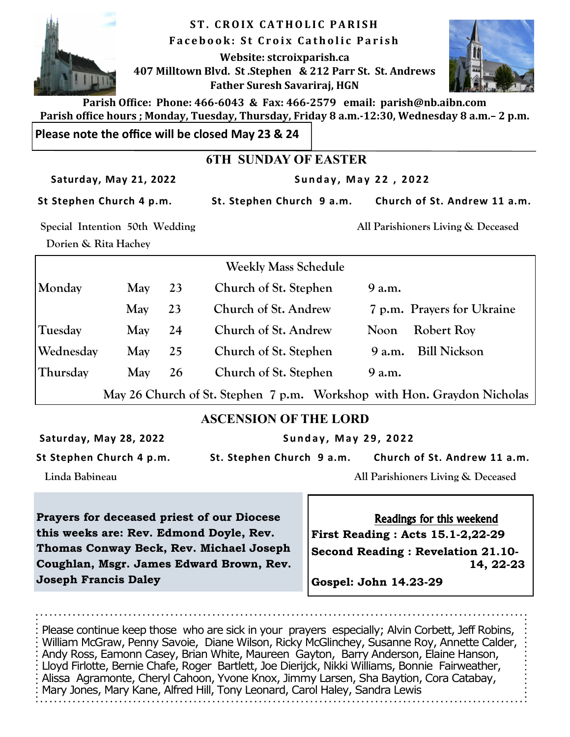# ST. CROIX CATHOLIC PARISH

**Facebook: St Croix Catholic Parish**

**Website: stcroixparish.ca**

**407 Milltown Blvd. St .Stephen & 212 Parr St. St. Andrews**

**Father Suresh Savariraj, HGN**

**Parish Office: Phone: 466-6043 & Fax: 466-2579 email: parish@nb.aibn.com**

**Parish office hours ; Monday, Tuesday, Thursday, Friday 8 a.m.-12:30, Wednesday 8 a.m.– 2 p.m.**

**Please note the office will be closed May 23 & 24**

## 6TH SUNDAY OF EASTER

**Saturday, May 21, 2022**

**St Stephen Church 4 p.m.**

Special Intention 50th Wedding
Dorien & Rita Hachey

**Sunday, May 22 , 2022**

**St. Stephen Church 9 a.m.**

**Church of St. Andrew 11 a.m.**

All Parishioners Living & Deceased

| Weekly Mass Schedule | | | | |
|---|---|---|---|---|
| Monday | May | 23 | Church of St. Stephen | 9 a.m. |
| | May | 23 | Church of St. Andrew | 7 p.m. Prayers for Ukraine |
| Tuesday | May | 24 | Church of St. Andrew | Noon Robert Roy |
| Wednesday | May | 25 | Church of St. Stephen | 9 a.m. Bill Nickson |
| Thursday | May | 26 | Church of St. Stephen | 9 a.m. |

May 26 Church of St. Stephen 7 p.m. Workshop with Hon. Graydon Nicholas

## ASCENSION OF THE LORD

**Saturday, May 28, 2022**

**St Stephen Church 4 p.m.**

Linda Babineau

**Sunday, May 29, 2022**

**St. Stephen Church 9 a.m.**

**Church of St. Andrew 11 a.m.**

All Parishioners Living & Deceased

**Prayers for deceased priest of our Diocese this weeks are: Rev. Edmond Doyle, Rev. Thomas Conway Beck, Rev. Michael Joseph Coughlan, Msgr. James Edward Brown, Rev. Joseph Francis Daley**

**Readings for this weekend**

**First Reading : Acts 15.1-2,22-29**

**Second Reading : Revelation 21.10-14, 22-23**

**Gospel: John 14.23-29**

Please continue keep those who are sick in your prayers especially; Alvin Corbett, Jeff Robins, William McGraw, Penny Savoie, Diane Wilson, Ricky McGlinchey, Susanne Roy, Annette Calder, Andy Ross, Eamonn Casey, Brian White, Maureen Gayton, Barry Anderson, Elaine Hanson, Lloyd Firlotte, Bernie Chafe, Roger Bartlett, Joe Dierijck, Nikki Williams, Bonnie Fairweather, Alissa Agramonte, Cheryl Cahoon, Yvone Knox, Jimmy Larsen, Sha Baytion, Cora Catabay, Mary Jones, Mary Kane, Alfred Hill, Tony Leonard, Carol Haley, Sandra Lewis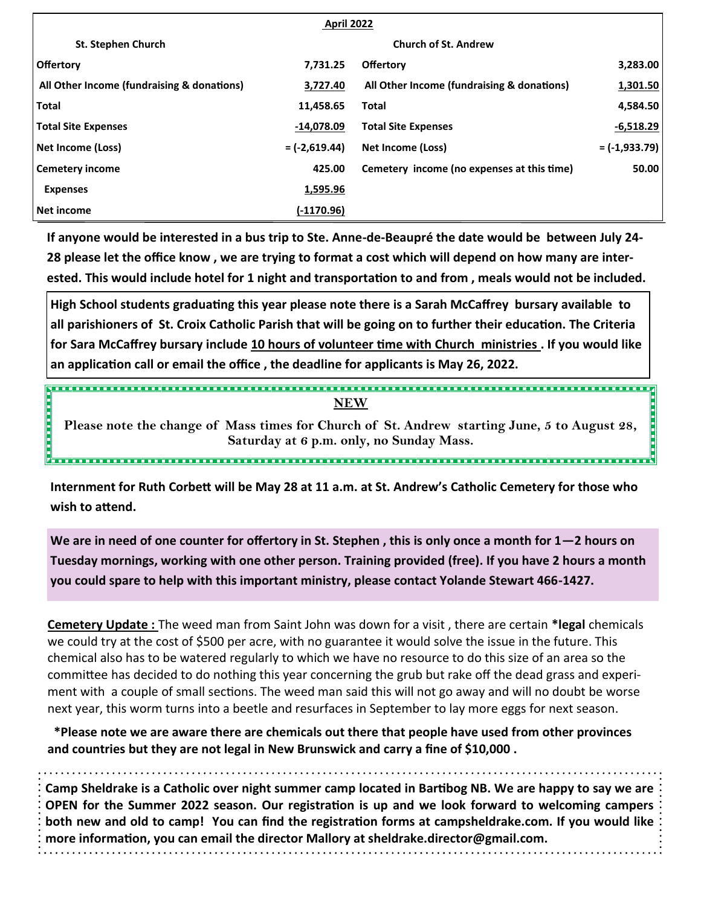| April 2022 | | | |
|---|---|---|---|
| **St. Stephen Church** | | **Church of St. Andrew** | |
| **Offertory** | **7,731.25** | **Offertory** | **3,283.00** |
| **All Other Income (fundraising & donations)** | **3,727.40** | **All Other Income (fundraising & donations)** | **1,301.50** |
| **Total** | **11,458.65** | **Total** | **4,584.50** |
| **Total Site Expenses** | **-14,078.09** | **Total Site Expenses** | **-6,518.29** |
| **Net Income (Loss)** | **= (-2,619.44)** | **Net Income (Loss)** | **= (-1,933.79)** |
| **Cemetery income** | **425.00** | **Cemetery income (no expenses at this time)** | **50.00** |
| **Expenses** | **1,595.96** | | |
| **Net income** | **(-1170.96)** | | |

**If anyone would be interested in a bus trip to Ste. Anne-de-Beaupré the date would be between July 24-28 please let the office know , we are trying to format a cost which will depend on how many are interested. This would include hotel for 1 night and transportation to and from , meals would not be included.**

**High School students graduating this year please note there is a Sarah McCaffrey bursary available to all parishioners of St. Croix Catholic Parish that will be going on to further their education. The Criteria for Sara McCaffrey bursary include <u>10 hours of volunteer time with Church ministries</u> . If you would like an application call or email the office , the deadline for applicants is May 26, 2022.**

**NEW**

**Please note the change of Mass times for Church of St. Andrew starting June, 5 to August 28, Saturday at 6 p.m. only, no Sunday Mass.**

**Internment for Ruth Corbett will be May 28 at 11 a.m. at St. Andrew's Catholic Cemetery for those who wish to attend.**

**We are in need of one counter for offertory in St. Stephen , this is only once a month for 1—2 hours on Tuesday mornings, working with one other person. Training provided (free). If you have 2 hours a month you could spare to help with this important ministry, please contact Yolande Stewart 466-1427.**

**Cemetery Update :** The weed man from Saint John was down for a visit , there are certain ***legal** chemicals we could try at the cost of $500 per acre, with no guarantee it would solve the issue in the future. This chemical also has to be watered regularly to which we have no resource to do this size of an area so the committee has decided to do nothing this year concerning the grub but rake off the dead grass and experiment with a couple of small sections. The weed man said this will not go away and will no doubt be worse next year, this worm turns into a beetle and resurfaces in September to lay more eggs for next season.

**\*Please note we are aware there are chemicals out there that people have used from other provinces and countries but they are not legal in New Brunswick and carry a fine of $10,000 .**

**Camp Sheldrake is a Catholic over night summer camp located in Bartibog NB. We are happy to say we are OPEN for the Summer 2022 season. Our registration is up and we look forward to welcoming campers both new and old to camp! You can find the registration forms at campsheldrake.com. If you would like more information, you can email the director Mallory at sheldrake.director@gmail.com.**